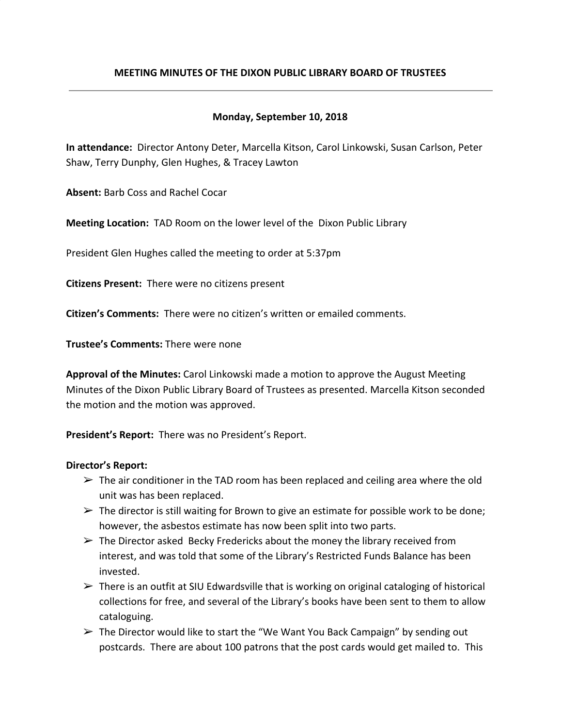# MEETING MINUTES OF THE DIXON PUBLIC LIBRARY BOARD OF TRUSTEES

---

**Monday, September 10, 2018**

**In attendance:** Director Antony Deter, Marcella Kitson, Carol Linkowski, Susan Carlson, Peter Shaw, Terry Dunphy, Glen Hughes, & Tracey Lawton

**Absent:** Barb Coss and Rachel Cocar

**Meeting Location:** TAD Room on the lower level of the Dixon Public Library

President Glen Hughes called the meeting to order at 5:37pm

**Citizens Present:** There were no citizens present

**Citizen's Comments:** There were no citizen's written or emailed comments.

**Trustee's Comments:** There were none

**Approval of the Minutes:** Carol Linkowski made a motion to approve the August Meeting Minutes of the Dixon Public Library Board of Trustees as presented. Marcella Kitson seconded the motion and the motion was approved.

**President's Report:** There was no President's Report.

**Director's Report:**

- ➢ The air conditioner in the TAD room has been replaced and ceiling area where the old unit was has been replaced.
- ➢ The director is still waiting for Brown to give an estimate for possible work to be done; however, the asbestos estimate has now been split into two parts.
- ➢ The Director asked Becky Fredericks about the money the library received from interest, and was told that some of the Library's Restricted Funds Balance has been invested.
- ➢ There is an outfit at SIU Edwardsville that is working on original cataloging of historical collections for free, and several of the Library's books have been sent to them to allow cataloguing.
- ➢ The Director would like to start the "We Want You Back Campaign" by sending out postcards. There are about 100 patrons that the post cards would get mailed to. This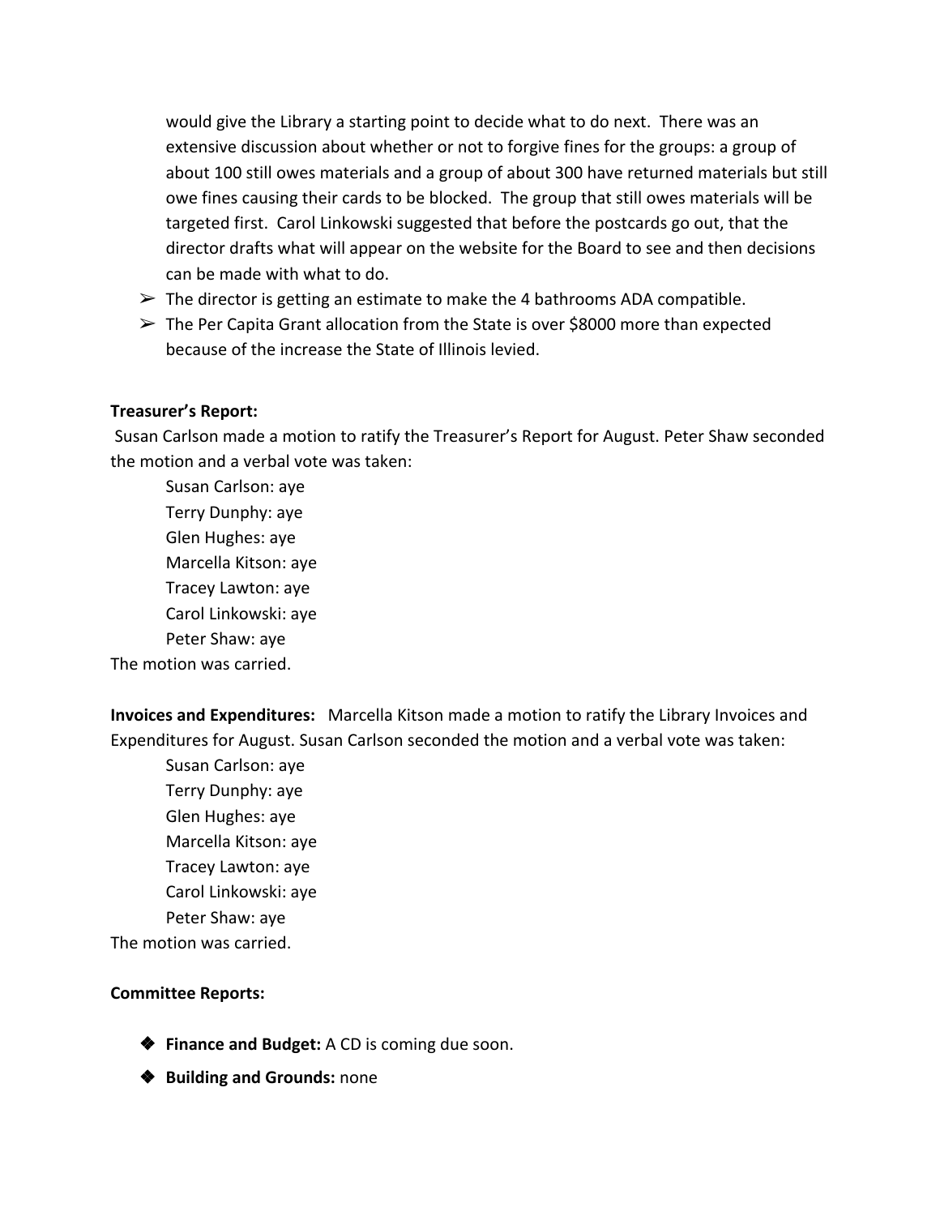would give the Library a starting point to decide what to do next. There was an extensive discussion about whether or not to forgive fines for the groups: a group of about 100 still owes materials and a group of about 300 have returned materials but still owe fines causing their cards to be blocked. The group that still owes materials will be targeted first. Carol Linkowski suggested that before the postcards go out, that the director drafts what will appear on the website for the Board to see and then decisions can be made with what to do.

- The director is getting an estimate to make the 4 bathrooms ADA compatible.
- The Per Capita Grant allocation from the State is over $8000 more than expected because of the increase the State of Illinois levied.

**Treasurer's Report:**
Susan Carlson made a motion to ratify the Treasurer's Report for August. Peter Shaw seconded the motion and a verbal vote was taken:

Susan Carlson: aye
Terry Dunphy: aye
Glen Hughes: aye
Marcella Kitson: aye
Tracey Lawton: aye
Carol Linkowski: aye
Peter Shaw: aye

The motion was carried.

**Invoices and Expenditures:** Marcella Kitson made a motion to ratify the Library Invoices and Expenditures for August. Susan Carlson seconded the motion and a verbal vote was taken:

Susan Carlson: aye
Terry Dunphy: aye
Glen Hughes: aye
Marcella Kitson: aye
Tracey Lawton: aye
Carol Linkowski: aye
Peter Shaw: aye

The motion was carried.

**Committee Reports:**

- **Finance and Budget:** A CD is coming due soon.
- **Building and Grounds:** none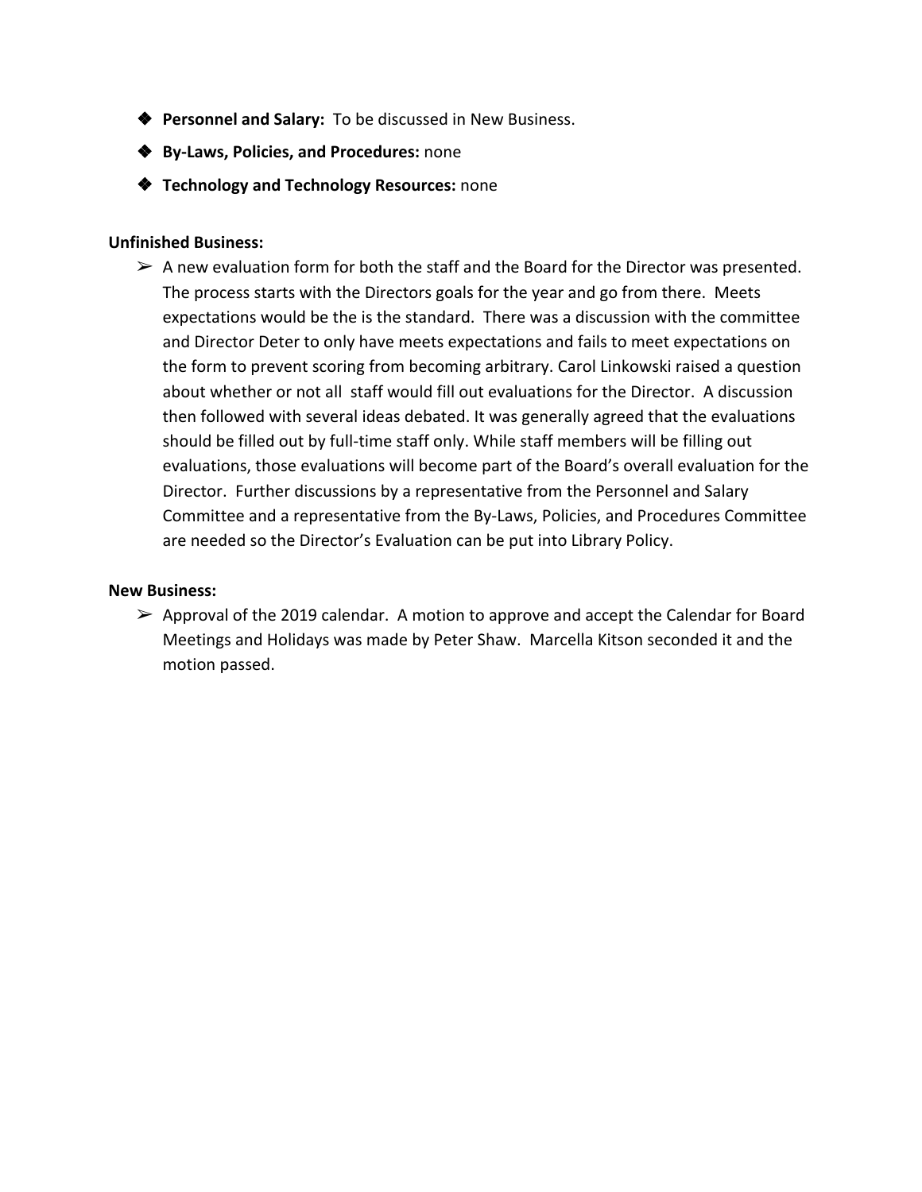- **Personnel and Salary:** To be discussed in New Business.
- **By-Laws, Policies, and Procedures:** none
- **Technology and Technology Resources:** none

**Unfinished Business:**

- A new evaluation form for both the staff and the Board for the Director was presented. The process starts with the Directors goals for the year and go from there. Meets expectations would be the is the standard. There was a discussion with the committee and Director Deter to only have meets expectations and fails to meet expectations on the form to prevent scoring from becoming arbitrary. Carol Linkowski raised a question about whether or not all staff would fill out evaluations for the Director. A discussion then followed with several ideas debated. It was generally agreed that the evaluations should be filled out by full-time staff only. While staff members will be filling out evaluations, those evaluations will become part of the Board's overall evaluation for the Director. Further discussions by a representative from the Personnel and Salary Committee and a representative from the By-Laws, Policies, and Procedures Committee are needed so the Director's Evaluation can be put into Library Policy.

**New Business:**

- Approval of the 2019 calendar. A motion to approve and accept the Calendar for Board Meetings and Holidays was made by Peter Shaw. Marcella Kitson seconded it and the motion passed.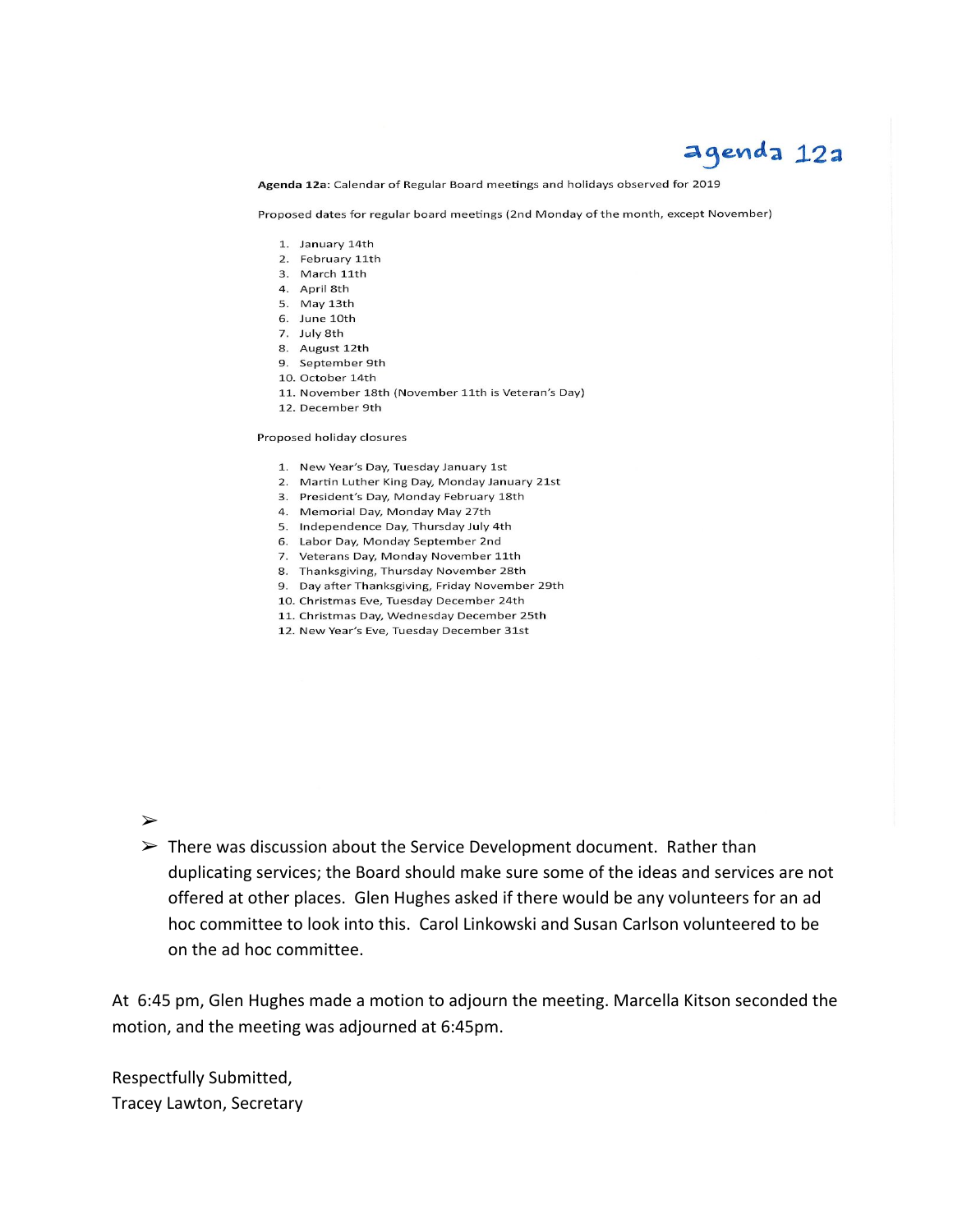agenda 12a

**Agenda 12a**: Calendar of Regular Board meetings and holidays observed for 2019

Proposed dates for regular board meetings (2nd Monday of the month, except November)

1. January 14th
2. February 11th
3. March 11th
4. April 8th
5. May 13th
6. June 10th
7. July 8th
8. August 12th
9. September 9th
10. October 14th
11. November 18th (November 11th is Veteran's Day)
12. December 9th

Proposed holiday closures

1. New Year's Day, Tuesday January 1st
2. Martin Luther King Day, Monday January 21st
3. President's Day, Monday February 18th
4. Memorial Day, Monday May 27th
5. Independence Day, Thursday July 4th
6. Labor Day, Monday September 2nd
7. Veterans Day, Monday November 11th
8. Thanksgiving, Thursday November 28th
9. Day after Thanksgiving, Friday November 29th
10. Christmas Eve, Tuesday December 24th
11. Christmas Day, Wednesday December 25th
12. New Year's Eve, Tuesday December 31st

- There was discussion about the Service Development document. Rather than duplicating services; the Board should make sure some of the ideas and services are not offered at other places. Glen Hughes asked if there would be any volunteers for an ad hoc committee to look into this. Carol Linkowski and Susan Carlson volunteered to be on the ad hoc committee.

At 6:45 pm, Glen Hughes made a motion to adjourn the meeting. Marcella Kitson seconded the motion, and the meeting was adjourned at 6:45pm.

Respectfully Submitted,
Tracey Lawton, Secretary